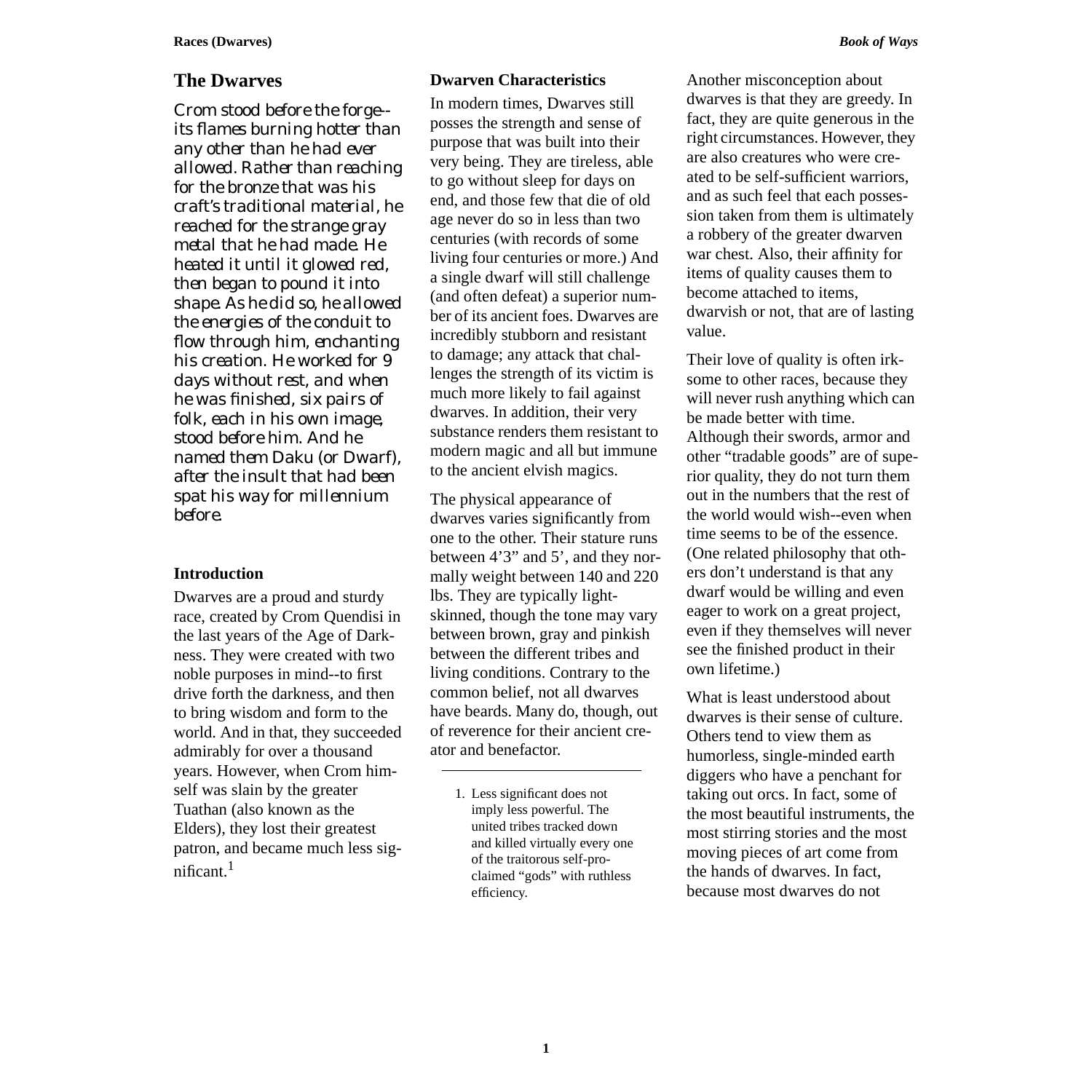# The Dwarves

*Crom stood before the forge--its flames burning hotter than any other than he had ever allowed. Rather than reaching for the bronze that was his craft's traditional material, he reached for the strange gray metal that he had made. He heated it until it glowed red, then began to pound it into shape. As he did so, he allowed the energies of the conduit to flow through him, enchanting his creation. He worked for 9 days without rest, and when he was finished, six pairs of folk, each in his own image, stood before him. And he named them Daku (or Dwarf), after the insult that had been spat his way for millennium before.*

### Introduction

Dwarves are a proud and sturdy race, created by Crom Quendisi in the last years of the Age of Darkness. They were created with two noble purposes in mind--to first drive forth the darkness, and then to bring wisdom and form to the world. And in that, they succeeded admirably for over a thousand years. However, when Crom himself was slain by the greater Tuathan (also known as the Elders), they lost their greatest patron, and became much less significant.[1]

### Dwarven Characteristics

In modern times, Dwarves still posses the strength and sense of purpose that was built into their very being. They are tireless, able to go without sleep for days on end, and those few that die of old age never do so in less than two centuries (with records of some living four centuries or more.) And a single dwarf will still challenge (and often defeat) a superior number of its ancient foes. Dwarves are incredibly stubborn and resistant to damage; any attack that challenges the strength of its victim is much more likely to fail against dwarves. In addition, their very substance renders them resistant to modern magic and all but immune to the ancient elvish magics.

The physical appearance of dwarves varies significantly from one to the other. Their stature runs between 4'3" and 5', and they normally weight between 140 and 220 lbs. They are typically light-skinned, though the tone may vary between brown, gray and pinkish between the different tribes and living conditions. Contrary to the common belief, not all dwarves have beards. Many do, though, out of reverence for their ancient creator and benefactor.

1. Less significant does not imply less powerful. The united tribes tracked down and killed virtually every one of the traitorous self-proclaimed "gods" with ruthless efficiency.

Another misconception about dwarves is that they are greedy. In fact, they are quite generous in the right circumstances. However, they are also creatures who were created to be self-sufficient warriors, and as such feel that each possession taken from them is ultimately a robbery of the greater dwarven war chest. Also, their affinity for items of quality causes them to become attached to items, dwarvish or not, that are of lasting value.

Their love of quality is often irksome to other races, because they will never rush anything which can be made better with time. Although their swords, armor and other "tradable goods" are of superior quality, they do not turn them out in the numbers that the rest of the world would wish--even when time seems to be of the essence. (One related philosophy that others don't understand is that any dwarf would be willing and even eager to work on a great project, even if they themselves will never see the finished product in their own lifetime.)

What is least understood about dwarves is their sense of culture. Others tend to view them as humorless, single-minded earth diggers who have a penchant for taking out orcs. In fact, some of the most beautiful instruments, the most stirring stories and the most moving pieces of art come from the hands of dwarves. In fact, because most dwarves do not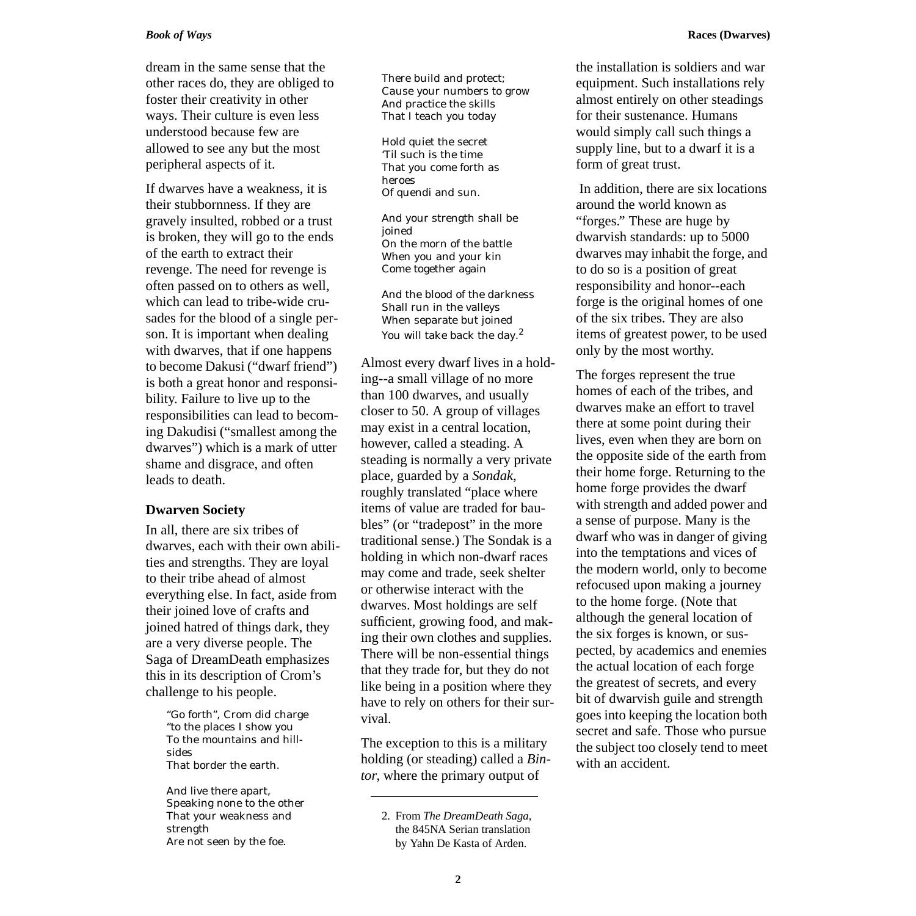dream in the same sense that the other races do, they are obliged to foster their creativity in other ways. Their culture is even less understood because few are allowed to see any but the most peripheral aspects of it.

If dwarves have a weakness, it is their stubbornness. If they are gravely insulted, robbed or a trust is broken, they will go to the ends of the earth to extract their revenge. The need for revenge is often passed on to others as well, which can lead to tribe-wide crusades for the blood of a single person. It is important when dealing with dwarves, that if one happens to become Dakusi ("dwarf friend") is both a great honor and responsibility. Failure to live up to the responsibilities can lead to becoming Dakudisi ("smallest among the dwarves") which is a mark of utter shame and disgrace, and often leads to death.

### Dwarven Society

In all, there are six tribes of dwarves, each with their own abilities and strengths. They are loyal to their tribe ahead of almost everything else. In fact, aside from their joined love of crafts and joined hatred of things dark, they are a very diverse people. The Saga of DreamDeath emphasizes this in its description of Crom's challenge to his people.

> "Go forth", Crom did charge
> "to the places I show you
> To the mountains and hillsides
> That border the earth.
>
> And live there apart,
> Speaking none to the other
> That your weakness and strength
> Are not seen by the foe.
>
> There build and protect;
> Cause your numbers to grow
> And practice the skills
> That I teach you today
>
> Hold quiet the secret
> 'Til such is the time
> That you come forth as heroes
> Of quendi and sun.
>
> And your strength shall be joined
> On the morn of the battle
> When you and your kin
> Come together again
>
> And the blood of the darkness
> Shall run in the valleys
> When separate but joined
> You will take back the day.[2]

Almost every dwarf lives in a holding--a small village of no more than 100 dwarves, and usually closer to 50. A group of villages may exist in a central location, however, called a steading. A steading is normally a very private place, guarded by a *Sondak*, roughly translated "place where items of value are traded for baubles" (or "tradepost" in the more traditional sense.) The Sondak is a holding in which non-dwarf races may come and trade, seek shelter or otherwise interact with the dwarves. Most holdings are self sufficient, growing food, and making their own clothes and supplies. There will be non-essential things that they trade for, but they do not like being in a position where they have to rely on others for their survival.

The exception to this is a military holding (or steading) called a *Bintor*, where the primary output of the installation is soldiers and war equipment. Such installations rely almost entirely on other steadings for their sustenance. Humans would simply call such things a supply line, but to a dwarf it is a form of great trust.

In addition, there are six locations around the world known as "forges." These are huge by dwarvish standards: up to 5000 dwarves may inhabit the forge, and to do so is a position of great responsibility and honor--each forge is the original homes of one of the six tribes. They are also items of greatest power, to be used only by the most worthy.

The forges represent the true homes of each of the tribes, and dwarves make an effort to travel there at some point during their lives, even when they are born on the opposite side of the earth from their home forge. Returning to the home forge provides the dwarf with strength and added power and a sense of purpose. Many is the dwarf who was in danger of giving into the temptations and vices of the modern world, only to become refocused upon making a journey to the home forge. (Note that although the general location of the six forges is known, or suspected, by academics and enemies the actual location of each forge the greatest of secrets, and every bit of dwarvish guile and strength goes into keeping the location both secret and safe. Those who pursue the subject too closely tend to meet with an accident.

---

2. From *The DreamDeath Saga*, the 845NA Serian translation by Yahn De Kasta of Arden.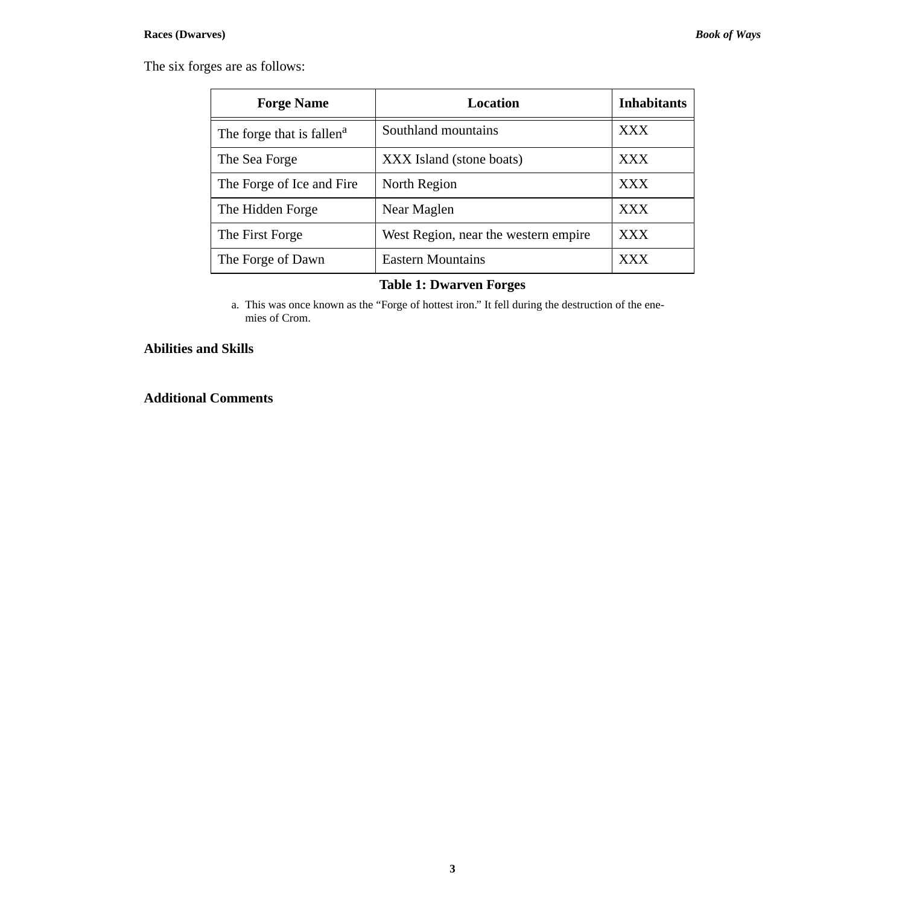The six forges are as follows:

| Forge Name | Location | Inhabitants |
| --- | --- | --- |
| The forge that is fallen[a] | Southland mountains | XXX |
| The Sea Forge | XXX Island (stone boats) | XXX |
| The Forge of Ice and Fire | North Region | XXX |
| The Hidden Forge | Near Maglen | XXX |
| The First Forge | West Region, near the western empire | XXX |
| The Forge of Dawn | Eastern Mountains | XXX |

**Table 1: Dwarven Forges**

a. This was once known as the “Forge of hottest iron.” It fell during the destruction of the enemies of Crom.

### Abilities and Skills

### Additional Comments